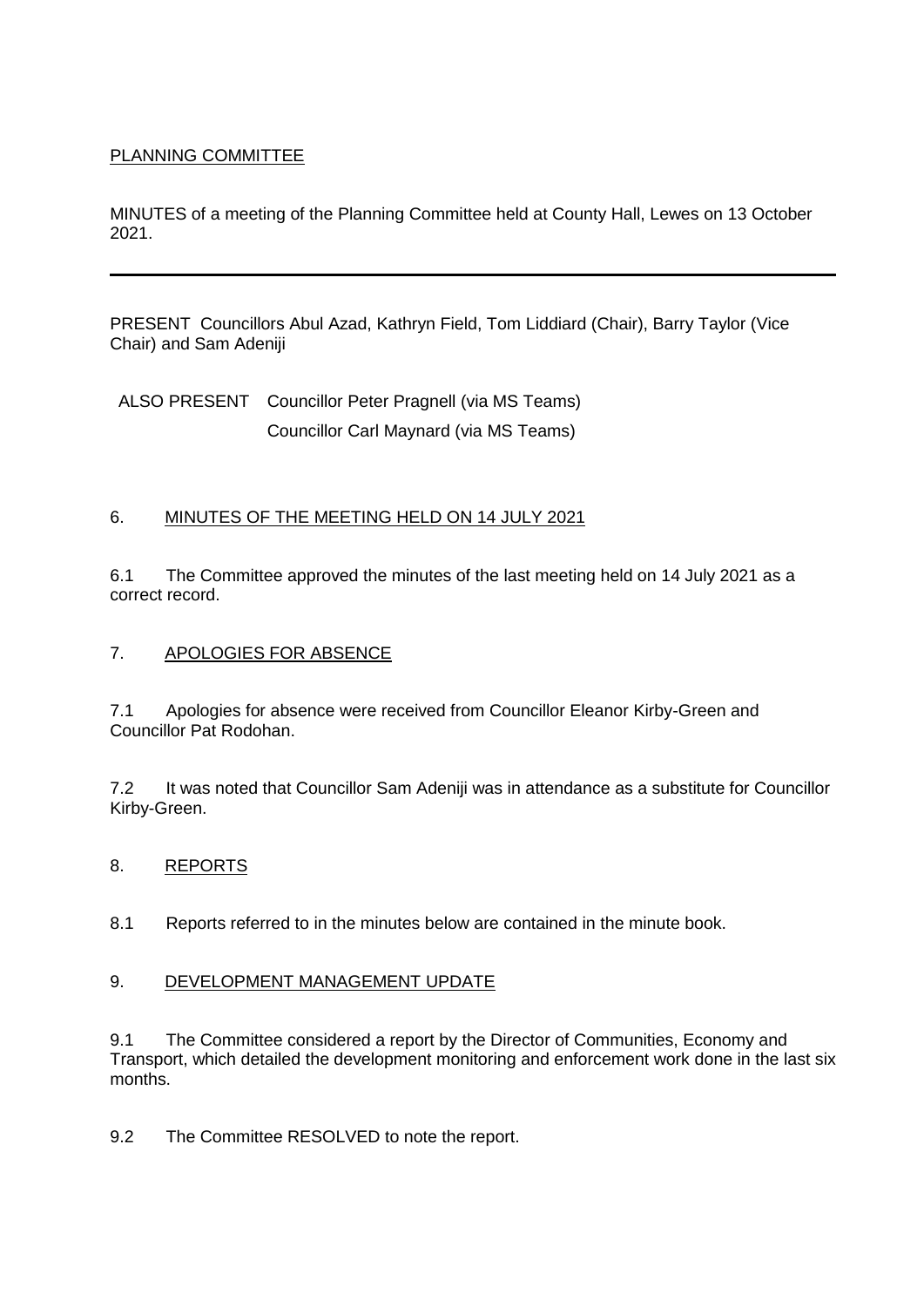# PLANNING COMMITTEE

MINUTES of a meeting of the Planning Committee held at County Hall, Lewes on 13 October 2021.

---

PRESENT Councillors Abul Azad, Kathryn Field, Tom Liddiard (Chair), Barry Taylor (Vice Chair) and Sam Adeniji

ALSO PRESENT Councillor Peter Pragnell (via MS Teams)
Councillor Carl Maynard (via MS Teams)

## 6. MINUTES OF THE MEETING HELD ON 14 JULY 2021

6.1 The Committee approved the minutes of the last meeting held on 14 July 2021 as a correct record.

## 7. APOLOGIES FOR ABSENCE

7.1 Apologies for absence were received from Councillor Eleanor Kirby-Green and Councillor Pat Rodohan.

7.2 It was noted that Councillor Sam Adeniji was in attendance as a substitute for Councillor Kirby-Green.

## 8. REPORTS

8.1 Reports referred to in the minutes below are contained in the minute book.

## 9. DEVELOPMENT MANAGEMENT UPDATE

9.1 The Committee considered a report by the Director of Communities, Economy and Transport, which detailed the development monitoring and enforcement work done in the last six months.

9.2 The Committee RESOLVED to note the report.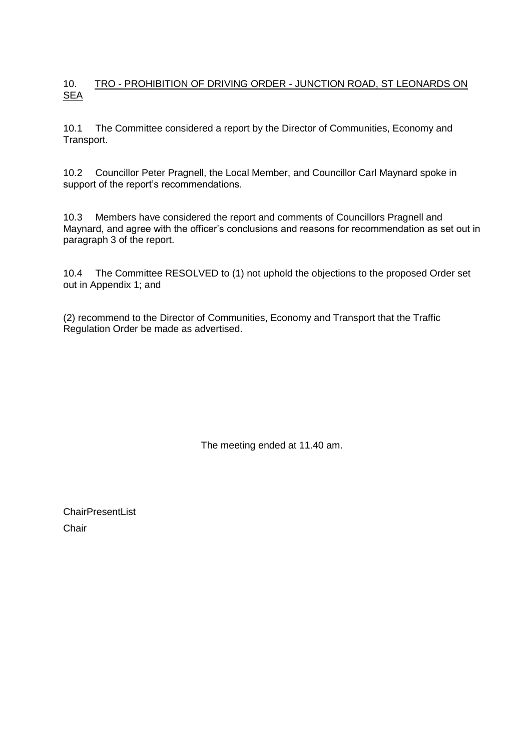## 10. TRO - PROHIBITION OF DRIVING ORDER - JUNCTION ROAD, ST LEONARDS ON SEA

10.1 The Committee considered a report by the Director of Communities, Economy and Transport.

10.2 Councillor Peter Pragnell, the Local Member, and Councillor Carl Maynard spoke in support of the report's recommendations.

10.3 Members have considered the report and comments of Councillors Pragnell and Maynard, and agree with the officer's conclusions and reasons for recommendation as set out in paragraph 3 of the report.

10.4 The Committee RESOLVED to (1) not uphold the objections to the proposed Order set out in Appendix 1; and

(2) recommend to the Director of Communities, Economy and Transport that the Traffic Regulation Order be made as advertised.

The meeting ended at 11.40 am.

ChairPresentList

Chair